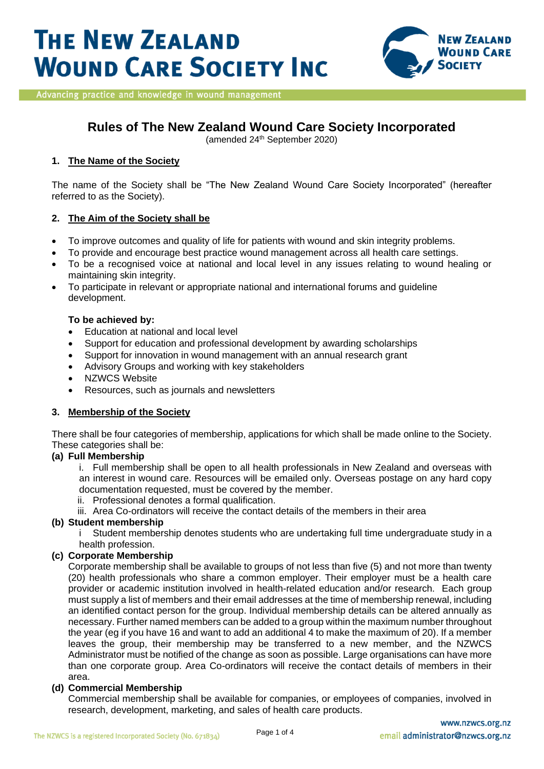# THE NEW ZEALAND WOUND CARE SOCIETY INC

Advancing practice and knowledge in wound management

## Rules of The New Zealand Wound Care Society Incorporated

(amended 24th September 2020)

### 1. The Name of the Society

The name of the Society shall be "The New Zealand Wound Care Society Incorporated" (hereafter referred to as the Society).

### 2. The Aim of the Society shall be

- To improve outcomes and quality of life for patients with wound and skin integrity problems.
- To provide and encourage best practice wound management across all health care settings.
- To be a recognised voice at national and local level in any issues relating to wound healing or maintaining skin integrity.
- To participate in relevant or appropriate national and international forums and guideline development.

**To be achieved by:**

- Education at national and local level
- Support for education and professional development by awarding scholarships
- Support for innovation in wound management with an annual research grant
- Advisory Groups and working with key stakeholders
- NZWCS Website
- Resources, such as journals and newsletters

### 3. Membership of the Society

There shall be four categories of membership, applications for which shall be made online to the Society. These categories shall be:

**(a) Full Membership**

i. Full membership shall be open to all health professionals in New Zealand and overseas with an interest in wound care. Resources will be emailed only. Overseas postage on any hard copy documentation requested, must be covered by the member.

ii. Professional denotes a formal qualification.

iii. Area Co-ordinators will receive the contact details of the members in their area

**(b) Student membership**

i Student membership denotes students who are undertaking full time undergraduate study in a health profession.

**(c) Corporate Membership**

Corporate membership shall be available to groups of not less than five (5) and not more than twenty (20) health professionals who share a common employer. Their employer must be a health care provider or academic institution involved in health-related education and/or research. Each group must supply a list of members and their email addresses at the time of membership renewal, including an identified contact person for the group. Individual membership details can be altered annually as necessary. Further named members can be added to a group within the maximum number throughout the year (eg if you have 16 and want to add an additional 4 to make the maximum of 20). If a member leaves the group, their membership may be transferred to a new member, and the NZWCS Administrator must be notified of the change as soon as possible. Large organisations can have more than one corporate group. Area Co-ordinators will receive the contact details of members in their area.

**(d) Commercial Membership**

Commercial membership shall be available for companies, or employees of companies, involved in research, development, marketing, and sales of health care products.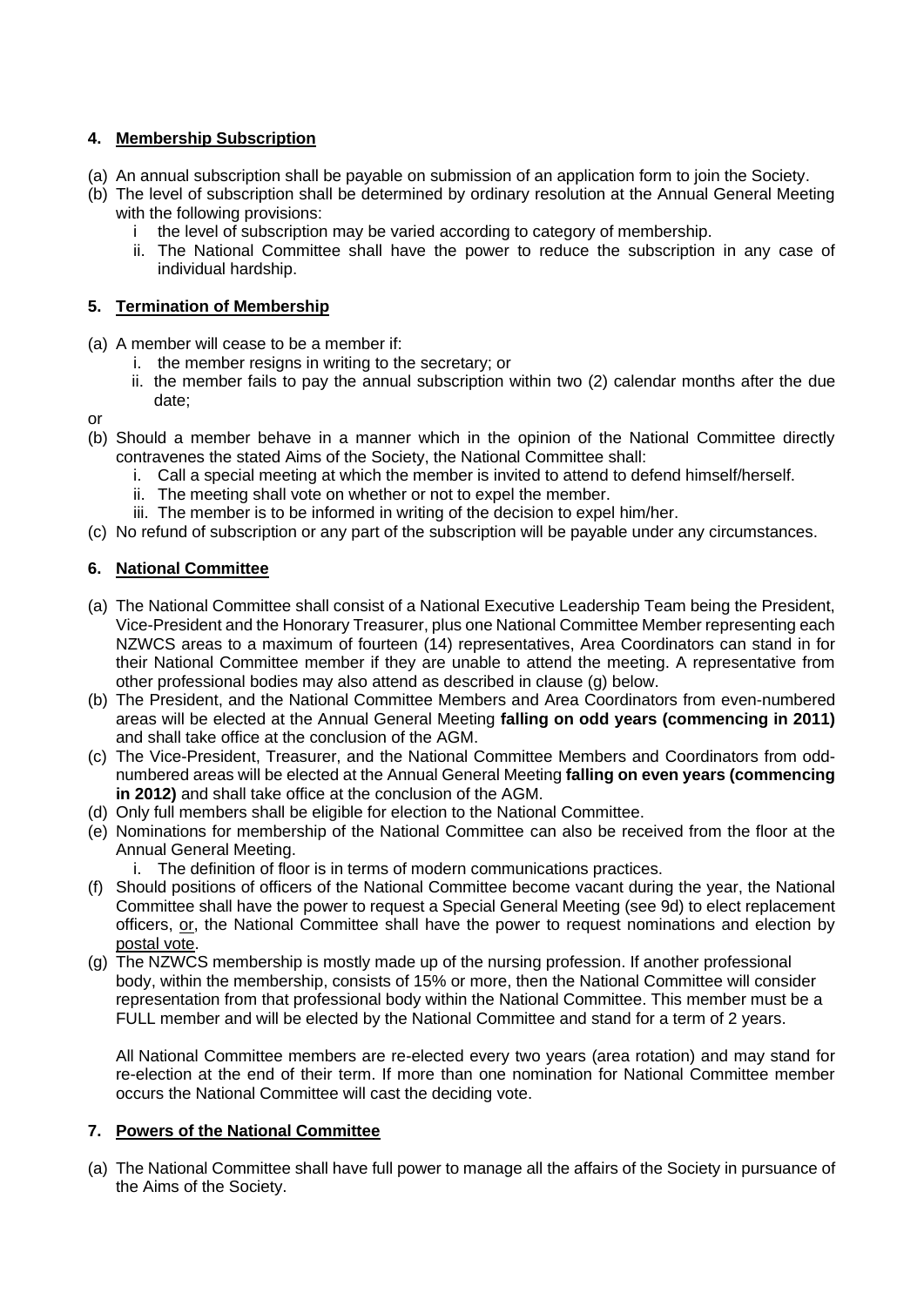## 4. <u>Membership Subscription</u>

(a) An annual subscription shall be payable on submission of an application form to join the Society.

(b) The level of subscription shall be determined by ordinary resolution at the Annual General Meeting with the following provisions:

   i the level of subscription may be varied according to category of membership.

   ii. The National Committee shall have the power to reduce the subscription in any case of individual hardship.

## 5. <u>Termination of Membership</u>

(a) A member will cease to be a member if:

   i. the member resigns in writing to the secretary; or

   ii. the member fails to pay the annual subscription within two (2) calendar months after the due date;

or

(b) Should a member behave in a manner which in the opinion of the National Committee directly contravenes the stated Aims of the Society, the National Committee shall:

   i. Call a special meeting at which the member is invited to attend to defend himself/herself.

   ii. The meeting shall vote on whether or not to expel the member.

   iii. The member is to be informed in writing of the decision to expel him/her.

(c) No refund of subscription or any part of the subscription will be payable under any circumstances.

## 6. <u>National Committee</u>

(a) The National Committee shall consist of a National Executive Leadership Team being the President, Vice-President and the Honorary Treasurer, plus one National Committee Member representing each NZWCS areas to a maximum of fourteen (14) representatives, Area Coordinators can stand in for their National Committee member if they are unable to attend the meeting. A representative from other professional bodies may also attend as described in clause (g) below.

(b) The President, and the National Committee Members and Area Coordinators from even-numbered areas will be elected at the Annual General Meeting **falling on odd years (commencing in 2011)** and shall take office at the conclusion of the AGM.

(c) The Vice-President, Treasurer, and the National Committee Members and Coordinators from odd-numbered areas will be elected at the Annual General Meeting **falling on even years (commencing in 2012)** and shall take office at the conclusion of the AGM.

(d) Only full members shall be eligible for election to the National Committee.

(e) Nominations for membership of the National Committee can also be received from the floor at the Annual General Meeting.

   i. The definition of floor is in terms of modern communications practices.

(f) Should positions of officers of the National Committee become vacant during the year, the National Committee shall have the power to request a Special General Meeting (see 9d) to elect replacement officers, <u>or</u>, the National Committee shall have the power to request nominations and election by <u>postal vote</u>.

(g) The NZWCS membership is mostly made up of the nursing profession. If another professional body, within the membership, consists of 15% or more, then the National Committee will consider representation from that professional body within the National Committee. This member must be a FULL member and will be elected by the National Committee and stand for a term of 2 years.

All National Committee members are re-elected every two years (area rotation) and may stand for re-election at the end of their term. If more than one nomination for National Committee member occurs the National Committee will cast the deciding vote.

## 7. <u>Powers of the National Committee</u>

(a) The National Committee shall have full power to manage all the affairs of the Society in pursuance of the Aims of the Society.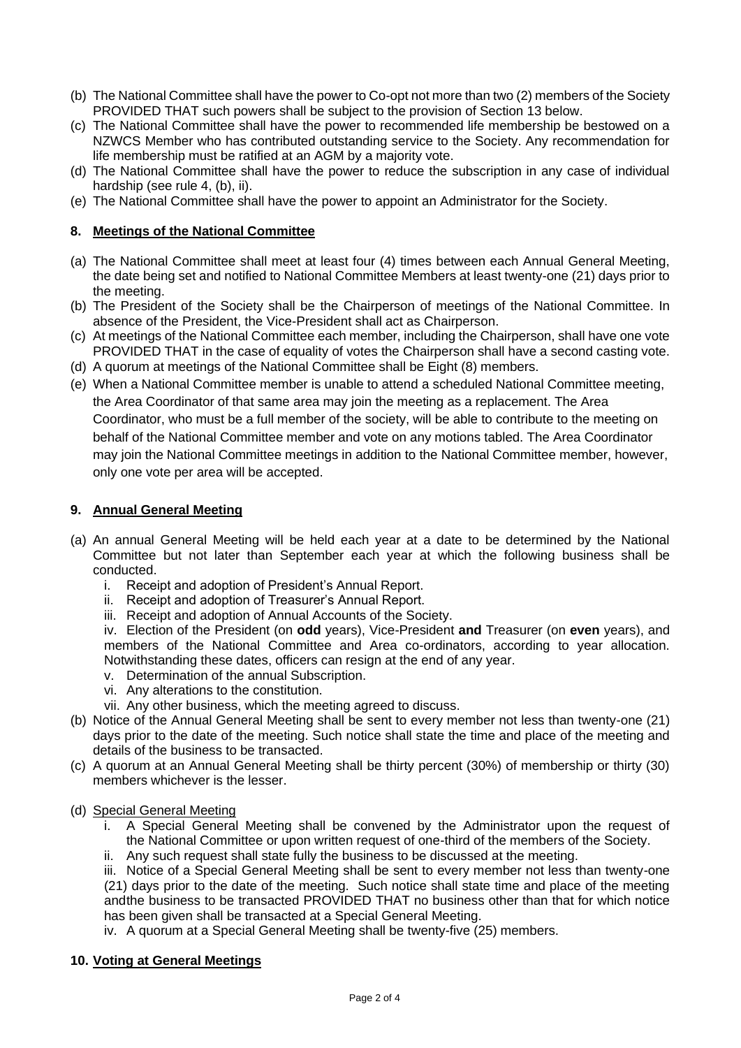(b) The National Committee shall have the power to Co-opt not more than two (2) members of the Society PROVIDED THAT such powers shall be subject to the provision of Section 13 below.

(c) The National Committee shall have the power to recommended life membership be bestowed on a NZWCS Member who has contributed outstanding service to the Society. Any recommendation for life membership must be ratified at an AGM by a majority vote.

(d) The National Committee shall have the power to reduce the subscription in any case of individual hardship (see rule 4, (b), ii).

(e) The National Committee shall have the power to appoint an Administrator for the Society.

## 8. Meetings of the National Committee

(a) The National Committee shall meet at least four (4) times between each Annual General Meeting, the date being set and notified to National Committee Members at least twenty-one (21) days prior to the meeting.

(b) The President of the Society shall be the Chairperson of meetings of the National Committee. In absence of the President, the Vice-President shall act as Chairperson.

(c) At meetings of the National Committee each member, including the Chairperson, shall have one vote PROVIDED THAT in the case of equality of votes the Chairperson shall have a second casting vote.

(d) A quorum at meetings of the National Committee shall be Eight (8) members.

(e) When a National Committee member is unable to attend a scheduled National Committee meeting, the Area Coordinator of that same area may join the meeting as a replacement. The Area Coordinator, who must be a full member of the society, will be able to contribute to the meeting on behalf of the National Committee member and vote on any motions tabled. The Area Coordinator may join the National Committee meetings in addition to the National Committee member, however, only one vote per area will be accepted.

## 9. Annual General Meeting

(a) An annual General Meeting will be held each year at a date to be determined by the National Committee but not later than September each year at which the following business shall be conducted.

   i. Receipt and adoption of President's Annual Report.
   ii. Receipt and adoption of Treasurer's Annual Report.
   iii. Receipt and adoption of Annual Accounts of the Society.
   iv. Election of the President (on **odd** years), Vice-President **and** Treasurer (on **even** years), and members of the National Committee and Area co-ordinators, according to year allocation. Notwithstanding these dates, officers can resign at the end of any year.
   v. Determination of the annual Subscription.
   vi. Any alterations to the constitution.
   vii. Any other business, which the meeting agreed to discuss.

(b) Notice of the Annual General Meeting shall be sent to every member not less than twenty-one (21) days prior to the date of the meeting. Such notice shall state the time and place of the meeting and details of the business to be transacted.

(c) A quorum at an Annual General Meeting shall be thirty percent (30%) of membership or thirty (30) members whichever is the lesser.

(d) Special General Meeting

   i. A Special General Meeting shall be convened by the Administrator upon the request of the National Committee or upon written request of one-third of the members of the Society.
   ii. Any such request shall state fully the business to be discussed at the meeting.
   iii. Notice of a Special General Meeting shall be sent to every member not less than twenty-one (21) days prior to the date of the meeting. Such notice shall state time and place of the meeting andthe business to be transacted PROVIDED THAT no business other than that for which notice has been given shall be transacted at a Special General Meeting.
   iv. A quorum at a Special General Meeting shall be twenty-five (25) members.

## 10. Voting at General Meetings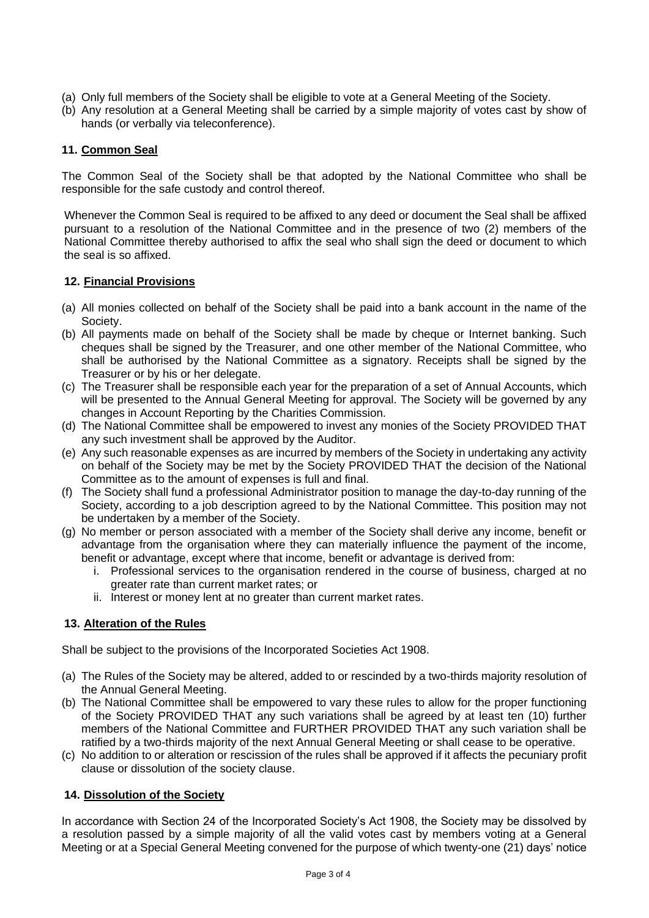(a) Only full members of the Society shall be eligible to vote at a General Meeting of the Society.
(b) Any resolution at a General Meeting shall be carried by a simple majority of votes cast by show of hands (or verbally via teleconference).

## 11. Common Seal

The Common Seal of the Society shall be that adopted by the National Committee who shall be responsible for the safe custody and control thereof.

Whenever the Common Seal is required to be affixed to any deed or document the Seal shall be affixed pursuant to a resolution of the National Committee and in the presence of two (2) members of the National Committee thereby authorised to affix the seal who shall sign the deed or document to which the seal is so affixed.

## 12. Financial Provisions

(a) All monies collected on behalf of the Society shall be paid into a bank account in the name of the Society.
(b) All payments made on behalf of the Society shall be made by cheque or Internet banking. Such cheques shall be signed by the Treasurer, and one other member of the National Committee, who shall be authorised by the National Committee as a signatory. Receipts shall be signed by the Treasurer or by his or her delegate.
(c) The Treasurer shall be responsible each year for the preparation of a set of Annual Accounts, which will be presented to the Annual General Meeting for approval. The Society will be governed by any changes in Account Reporting by the Charities Commission.
(d) The National Committee shall be empowered to invest any monies of the Society PROVIDED THAT any such investment shall be approved by the Auditor.
(e) Any such reasonable expenses as are incurred by members of the Society in undertaking any activity on behalf of the Society may be met by the Society PROVIDED THAT the decision of the National Committee as to the amount of expenses is full and final.
(f) The Society shall fund a professional Administrator position to manage the day-to-day running of the Society, according to a job description agreed to by the National Committee. This position may not be undertaken by a member of the Society.
(g) No member or person associated with a member of the Society shall derive any income, benefit or advantage from the organisation where they can materially influence the payment of the income, benefit or advantage, except where that income, benefit or advantage is derived from:
    i. Professional services to the organisation rendered in the course of business, charged at no greater rate than current market rates; or
    ii. Interest or money lent at no greater than current market rates.

## 13. Alteration of the Rules

Shall be subject to the provisions of the Incorporated Societies Act 1908.

(a) The Rules of the Society may be altered, added to or rescinded by a two-thirds majority resolution of the Annual General Meeting.
(b) The National Committee shall be empowered to vary these rules to allow for the proper functioning of the Society PROVIDED THAT any such variations shall be agreed by at least ten (10) further members of the National Committee and FURTHER PROVIDED THAT any such variation shall be ratified by a two-thirds majority of the next Annual General Meeting or shall cease to be operative.
(c) No addition to or alteration or rescission of the rules shall be approved if it affects the pecuniary profit clause or dissolution of the society clause.

## 14. Dissolution of the Society

In accordance with Section 24 of the Incorporated Society's Act 1908, the Society may be dissolved by a resolution passed by a simple majority of all the valid votes cast by members voting at a General Meeting or at a Special General Meeting convened for the purpose of which twenty-one (21) days' notice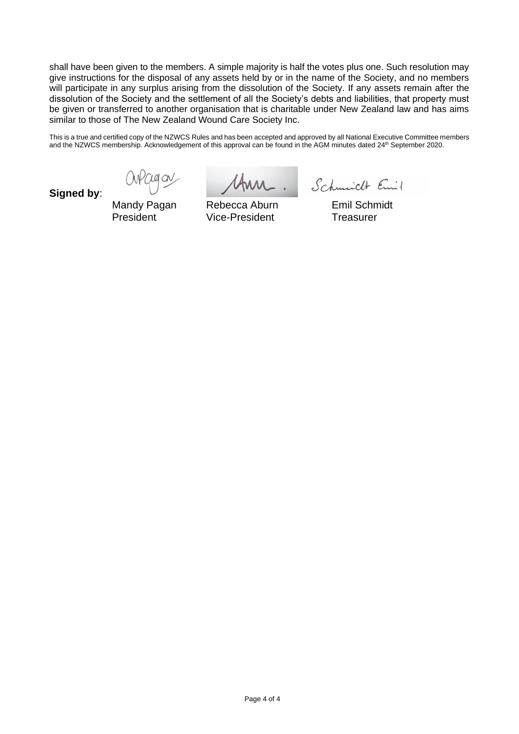shall have been given to the members. A simple majority is half the votes plus one. Such resolution may give instructions for the disposal of any assets held by or in the name of the Society, and no members will participate in any surplus arising from the dissolution of the Society. If any assets remain after the dissolution of the Society and the settlement of all the Society's debts and liabilities, that property must be given or transferred to another organisation that is charitable under New Zealand law and has aims similar to those of The New Zealand Wound Care Society Inc.

This is a true and certified copy of the NZWCS Rules and has been accepted and approved by all National Executive Committee members and the NZWCS membership. Acknowledgement of this approval can be found in the AGM minutes dated 24th September 2020.

**Signed by**:

| | | |
|---|---|---|
| Mandy Pagan | Rebecca Aburn | Emil Schmidt |
| President | Vice-President | Treasurer |